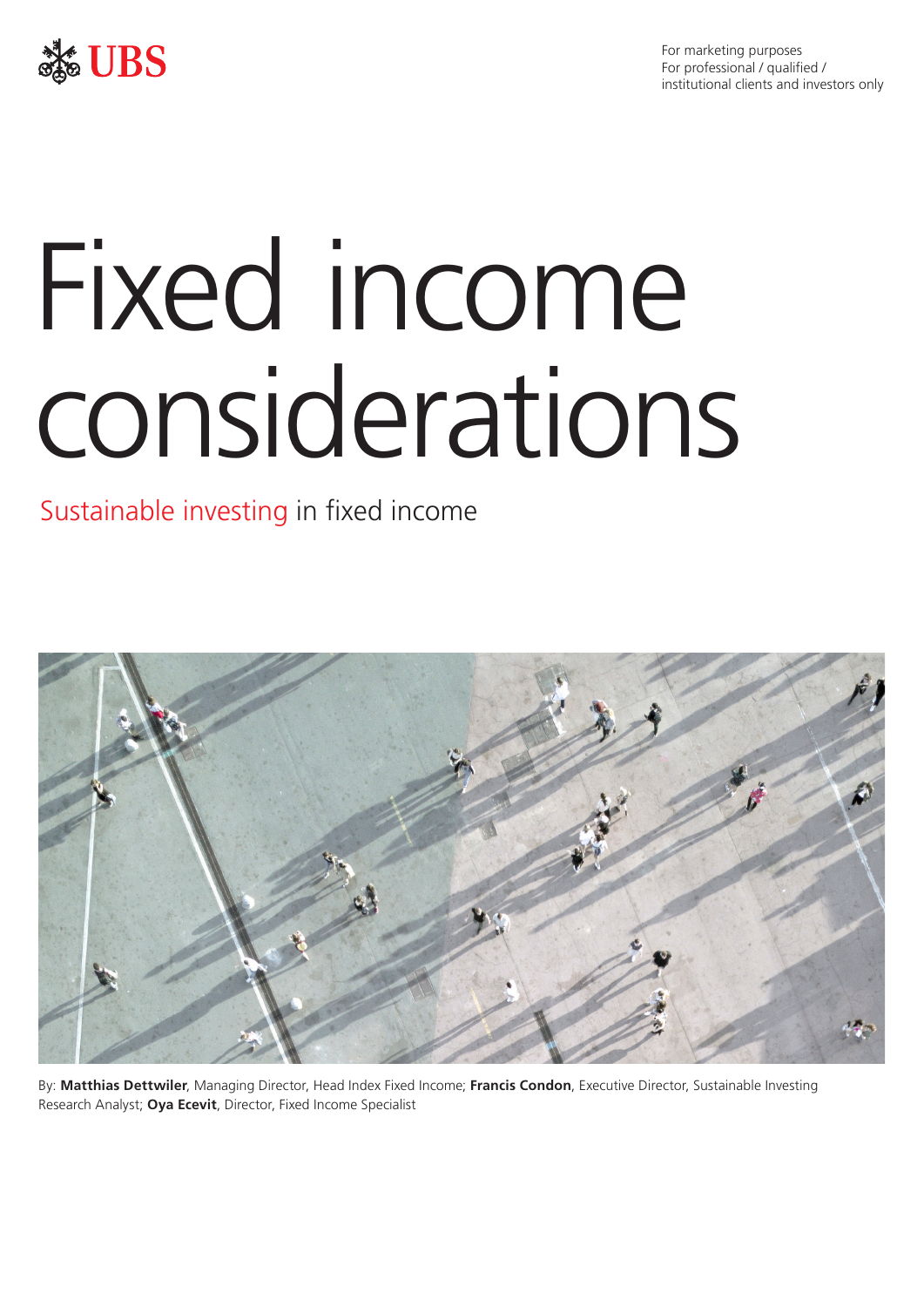UBS

For marketing purposes
For professional / qualified / institutional clients and investors only

# Fixed income considerations

## Sustainable investing in fixed income

By: **Matthias Dettwiler**, Managing Director, Head Index Fixed Income; **Francis Condon**, Executive Director, Sustainable Investing Research Analyst; **Oya Ecevit**, Director, Fixed Income Specialist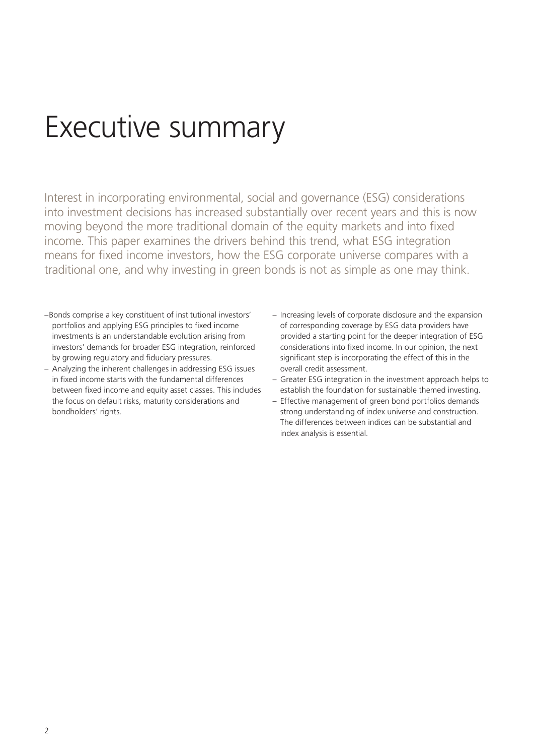# Executive summary

Interest in incorporating environmental, social and governance (ESG) considerations into investment decisions has increased substantially over recent years and this is now moving beyond the more traditional domain of the equity markets and into fixed income. This paper examines the drivers behind this trend, what ESG integration means for fixed income investors, how the ESG corporate universe compares with a traditional one, and why investing in green bonds is not as simple as one may think.

- Bonds comprise a key constituent of institutional investors' portfolios and applying ESG principles to fixed income investments is an understandable evolution arising from investors' demands for broader ESG integration, reinforced by growing regulatory and fiduciary pressures.
- Analyzing the inherent challenges in addressing ESG issues in fixed income starts with the fundamental differences between fixed income and equity asset classes. This includes the focus on default risks, maturity considerations and bondholders' rights.
- Increasing levels of corporate disclosure and the expansion of corresponding coverage by ESG data providers have provided a starting point for the deeper integration of ESG considerations into fixed income. In our opinion, the next significant step is incorporating the effect of this in the overall credit assessment.
- Greater ESG integration in the investment approach helps to establish the foundation for sustainable themed investing.
- Effective management of green bond portfolios demands strong understanding of index universe and construction. The differences between indices can be substantial and index analysis is essential.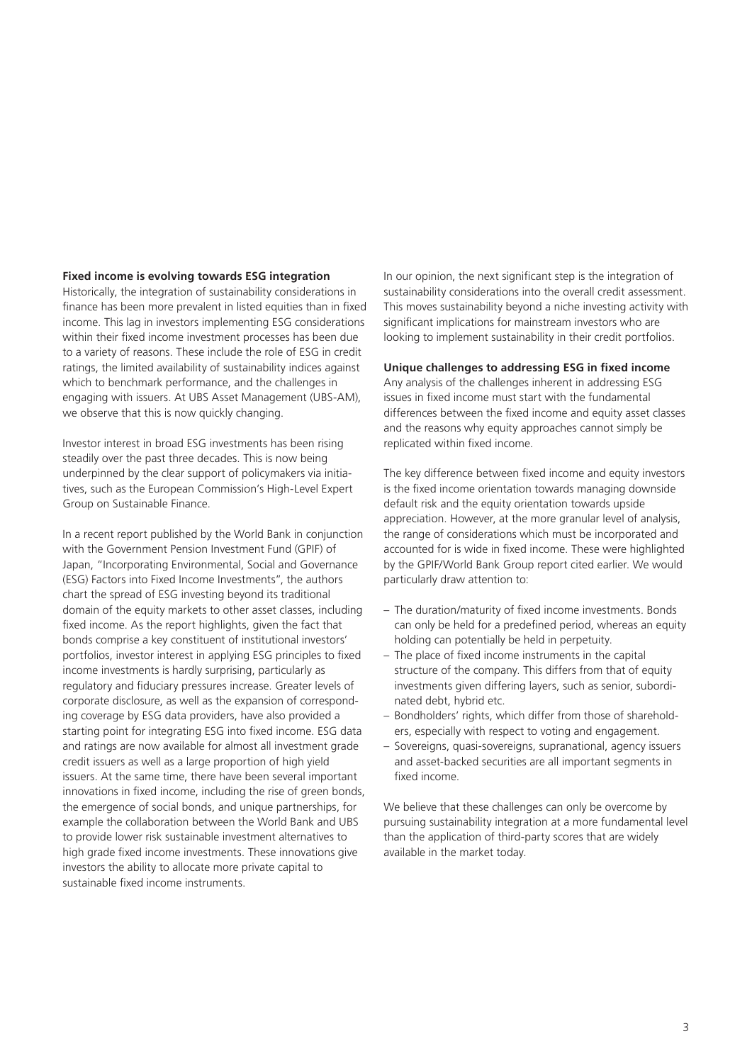## Fixed income is evolving towards ESG integration

Historically, the integration of sustainability considerations in finance has been more prevalent in listed equities than in fixed income. This lag in investors implementing ESG considerations within their fixed income investment processes has been due to a variety of reasons. These include the role of ESG in credit ratings, the limited availability of sustainability indices against which to benchmark performance, and the challenges in engaging with issuers. At UBS Asset Management (UBS-AM), we observe that this is now quickly changing.

Investor interest in broad ESG investments has been rising steadily over the past three decades. This is now being underpinned by the clear support of policymakers via initiatives, such as the European Commission's High-Level Expert Group on Sustainable Finance.

In a recent report published by the World Bank in conjunction with the Government Pension Investment Fund (GPIF) of Japan, "Incorporating Environmental, Social and Governance (ESG) Factors into Fixed Income Investments", the authors chart the spread of ESG investing beyond its traditional domain of the equity markets to other asset classes, including fixed income. As the report highlights, given the fact that bonds comprise a key constituent of institutional investors' portfolios, investor interest in applying ESG principles to fixed income investments is hardly surprising, particularly as regulatory and fiduciary pressures increase. Greater levels of corporate disclosure, as well as the expansion of corresponding coverage by ESG data providers, have also provided a starting point for integrating ESG into fixed income. ESG data and ratings are now available for almost all investment grade credit issuers as well as a large proportion of high yield issuers. At the same time, there have been several important innovations in fixed income, including the rise of green bonds, the emergence of social bonds, and unique partnerships, for example the collaboration between the World Bank and UBS to provide lower risk sustainable investment alternatives to high grade fixed income investments. These innovations give investors the ability to allocate more private capital to sustainable fixed income instruments.

In our opinion, the next significant step is the integration of sustainability considerations into the overall credit assessment. This moves sustainability beyond a niche investing activity with significant implications for mainstream investors who are looking to implement sustainability in their credit portfolios.

## Unique challenges to addressing ESG in fixed income

Any analysis of the challenges inherent in addressing ESG issues in fixed income must start with the fundamental differences between the fixed income and equity asset classes and the reasons why equity approaches cannot simply be replicated within fixed income.

The key difference between fixed income and equity investors is the fixed income orientation towards managing downside default risk and the equity orientation towards upside appreciation. However, at the more granular level of analysis, the range of considerations which must be incorporated and accounted for is wide in fixed income. These were highlighted by the GPIF/World Bank Group report cited earlier. We would particularly draw attention to:

- The duration/maturity of fixed income investments. Bonds can only be held for a predefined period, whereas an equity holding can potentially be held in perpetuity.
- The place of fixed income instruments in the capital structure of the company. This differs from that of equity investments given differing layers, such as senior, subordinated debt, hybrid etc.
- Bondholders' rights, which differ from those of shareholders, especially with respect to voting and engagement.
- Sovereigns, quasi-sovereigns, supranational, agency issuers and asset-backed securities are all important segments in fixed income.

We believe that these challenges can only be overcome by pursuing sustainability integration at a more fundamental level than the application of third-party scores that are widely available in the market today.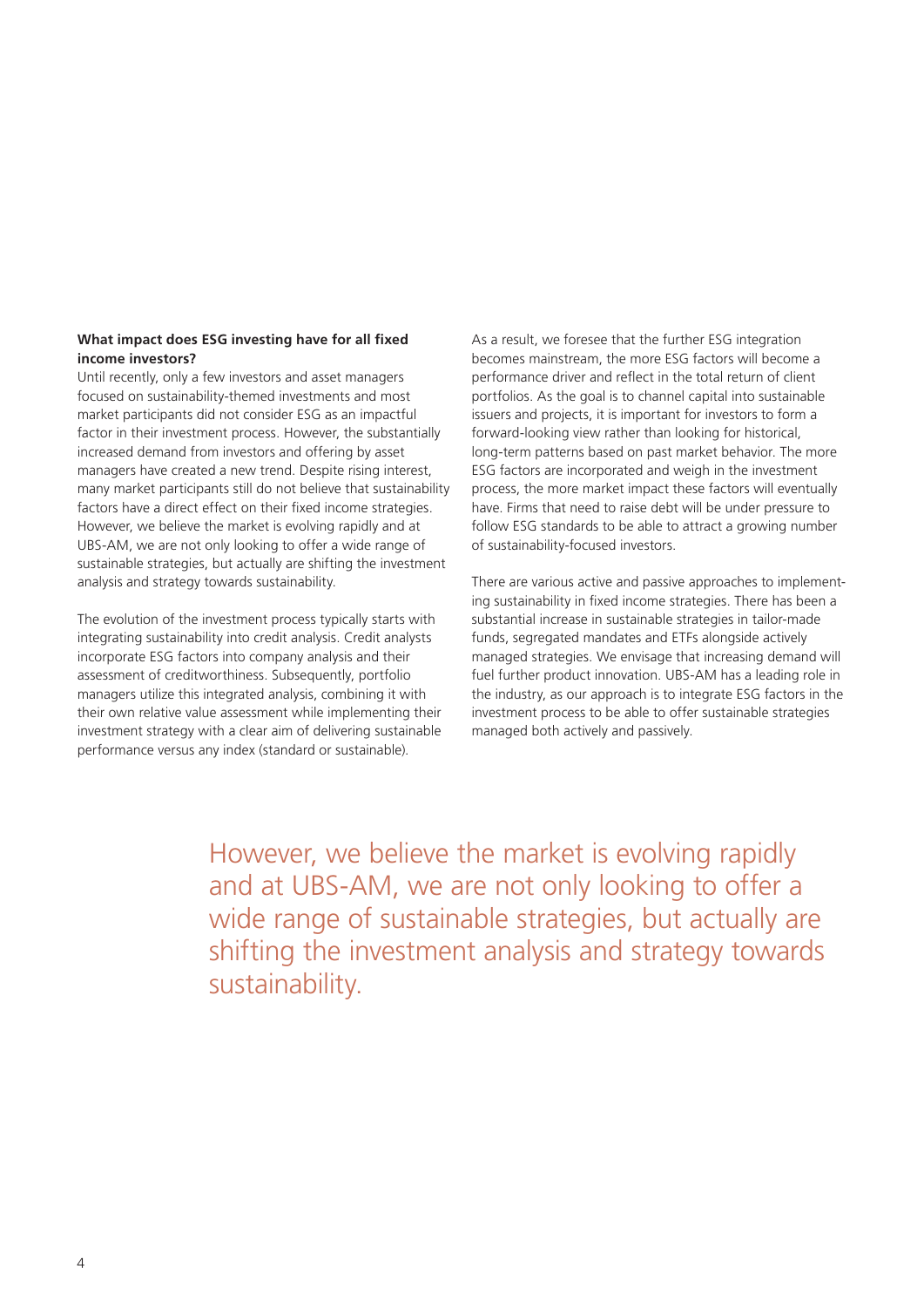**What impact does ESG investing have for all fixed income investors?**

Until recently, only a few investors and asset managers focused on sustainability-themed investments and most market participants did not consider ESG as an impactful factor in their investment process. However, the substantially increased demand from investors and offering by asset managers have created a new trend. Despite rising interest, many market participants still do not believe that sustainability factors have a direct effect on their fixed income strategies. However, we believe the market is evolving rapidly and at UBS-AM, we are not only looking to offer a wide range of sustainable strategies, but actually are shifting the investment analysis and strategy towards sustainability.

The evolution of the investment process typically starts with integrating sustainability into credit analysis. Credit analysts incorporate ESG factors into company analysis and their assessment of creditworthiness. Subsequently, portfolio managers utilize this integrated analysis, combining it with their own relative value assessment while implementing their investment strategy with a clear aim of delivering sustainable performance versus any index (standard or sustainable).

As a result, we foresee that the further ESG integration becomes mainstream, the more ESG factors will become a performance driver and reflect in the total return of client portfolios. As the goal is to channel capital into sustainable issuers and projects, it is important for investors to form a forward-looking view rather than looking for historical, long-term patterns based on past market behavior. The more ESG factors are incorporated and weigh in the investment process, the more market impact these factors will eventually have. Firms that need to raise debt will be under pressure to follow ESG standards to be able to attract a growing number of sustainability-focused investors.

There are various active and passive approaches to implementing sustainability in fixed income strategies. There has been a substantial increase in sustainable strategies in tailor-made funds, segregated mandates and ETFs alongside actively managed strategies. We envisage that increasing demand will fuel further product innovation. UBS-AM has a leading role in the industry, as our approach is to integrate ESG factors in the investment process to be able to offer sustainable strategies managed both actively and passively.

> However, we believe the market is evolving rapidly and at UBS-AM, we are not only looking to offer a wide range of sustainable strategies, but actually are shifting the investment analysis and strategy towards sustainability.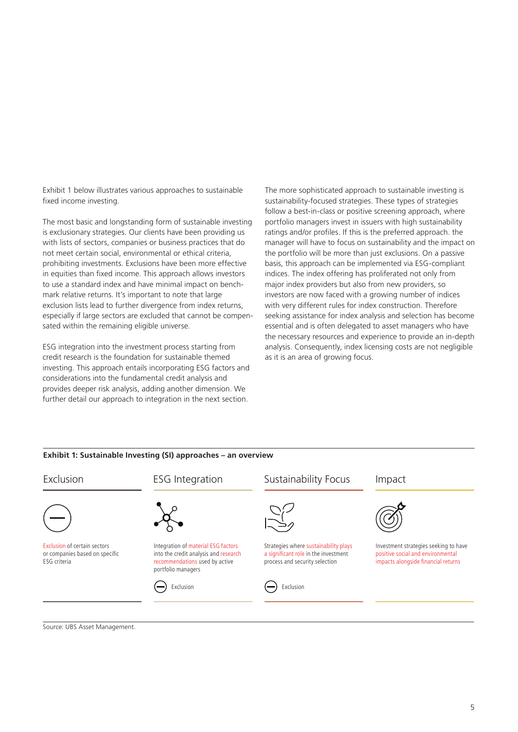Exhibit 1 below illustrates various approaches to sustainable fixed income investing.

The most basic and longstanding form of sustainable investing is exclusionary strategies. Our clients have been providing us with lists of sectors, companies or business practices that do not meet certain social, environmental or ethical criteria, prohibiting investments. Exclusions have been more effective in equities than fixed income. This approach allows investors to use a standard index and have minimal impact on benchmark relative returns. It's important to note that large exclusion lists lead to further divergence from index returns, especially if large sectors are excluded that cannot be compensated within the remaining eligible universe.

ESG integration into the investment process starting from credit research is the foundation for sustainable themed investing. This approach entails incorporating ESG factors and considerations into the fundamental credit analysis and provides deeper risk analysis, adding another dimension. We further detail our approach to integration in the next section.

The more sophisticated approach to sustainable investing is sustainability-focused strategies. These types of strategies follow a best-in-class or positive screening approach, where portfolio managers invest in issuers with high sustainability ratings and/or profiles. If this is the preferred approach. the manager will have to focus on sustainability and the impact on the portfolio will be more than just exclusions. On a passive basis, this approach can be implemented via ESG-compliant indices. The index offering has proliferated not only from major index providers but also from new providers, so investors are now faced with a growing number of indices with very different rules for index construction. Therefore seeking assistance for index analysis and selection has become essential and is often delegated to asset managers who have the necessary resources and experience to provide an in-depth analysis. Consequently, index licensing costs are not negligible as it is an area of growing focus.

**Exhibit 1: Sustainable Investing (SI) approaches – an overview**

| Exclusion | ESG Integration | Sustainability Focus | Impact |
|---|---|---|---|
| Exclusion of certain sectors or companies based on specific ESG criteria | Integration of material ESG factors into the credit analysis and research recommendations used by active portfolio managers | Strategies where sustainability plays a significant role in the investment process and security selection | Investment strategies seeking to have positive social and environmental impacts alongside financial returns |
| | Exclusion | Exclusion | |

Source: UBS Asset Management.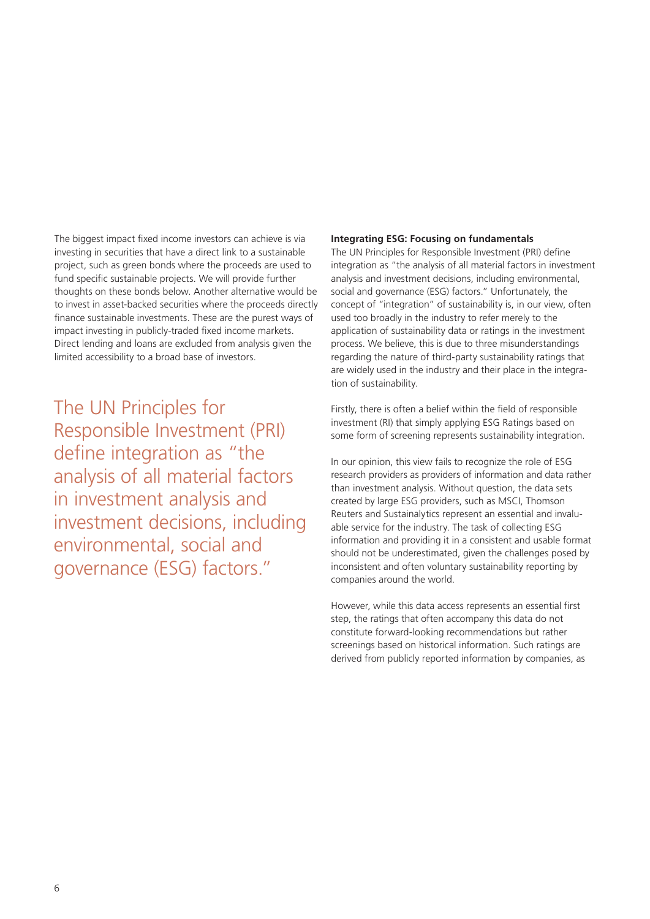The biggest impact fixed income investors can achieve is via investing in securities that have a direct link to a sustainable project, such as green bonds where the proceeds are used to fund specific sustainable projects. We will provide further thoughts on these bonds below. Another alternative would be to invest in asset-backed securities where the proceeds directly finance sustainable investments. These are the purest ways of impact investing in publicly-traded fixed income markets. Direct lending and loans are excluded from analysis given the limited accessibility to a broad base of investors.

> The UN Principles for Responsible Investment (PRI) define integration as "the analysis of all material factors in investment analysis and investment decisions, including environmental, social and governance (ESG) factors."

**Integrating ESG: Focusing on fundamentals**

The UN Principles for Responsible Investment (PRI) define integration as "the analysis of all material factors in investment analysis and investment decisions, including environmental, social and governance (ESG) factors." Unfortunately, the concept of "integration" of sustainability is, in our view, often used too broadly in the industry to refer merely to the application of sustainability data or ratings in the investment process. We believe, this is due to three misunderstandings regarding the nature of third-party sustainability ratings that are widely used in the industry and their place in the integration of sustainability.

Firstly, there is often a belief within the field of responsible investment (RI) that simply applying ESG Ratings based on some form of screening represents sustainability integration.

In our opinion, this view fails to recognize the role of ESG research providers as providers of information and data rather than investment analysis. Without question, the data sets created by large ESG providers, such as MSCI, Thomson Reuters and Sustainalytics represent an essential and invaluable service for the industry. The task of collecting ESG information and providing it in a consistent and usable format should not be underestimated, given the challenges posed by inconsistent and often voluntary sustainability reporting by companies around the world.

However, while this data access represents an essential first step, the ratings that often accompany this data do not constitute forward-looking recommendations but rather screenings based on historical information. Such ratings are derived from publicly reported information by companies, as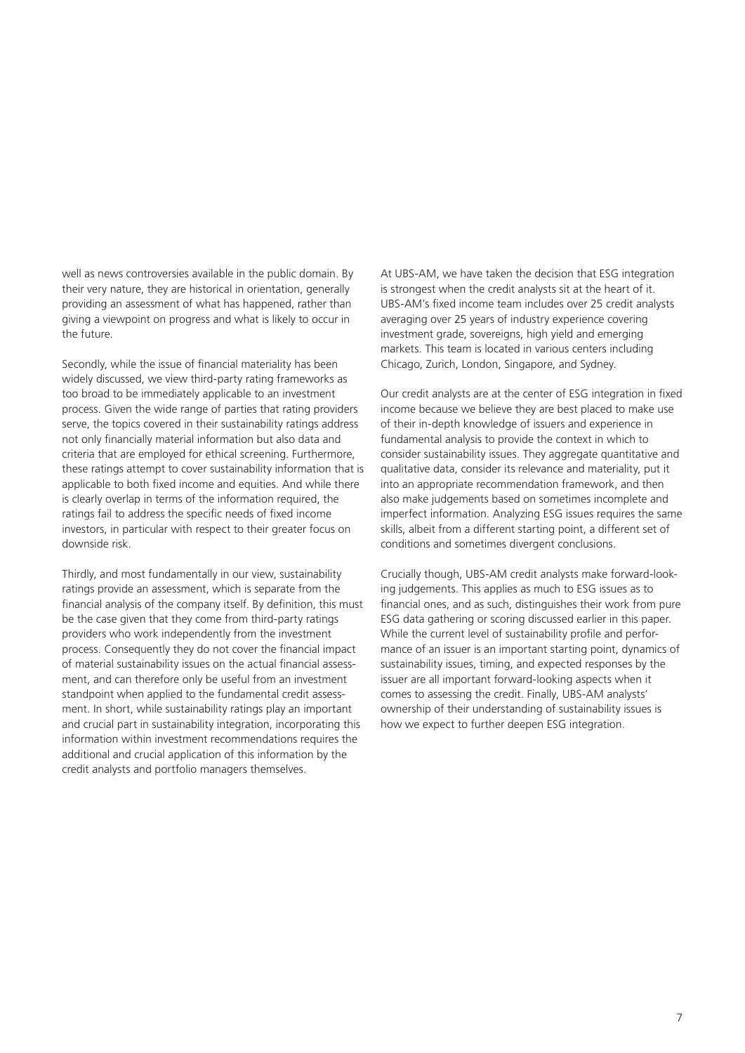well as news controversies available in the public domain. By their very nature, they are historical in orientation, generally providing an assessment of what has happened, rather than giving a viewpoint on progress and what is likely to occur in the future.

Secondly, while the issue of financial materiality has been widely discussed, we view third-party rating frameworks as too broad to be immediately applicable to an investment process. Given the wide range of parties that rating providers serve, the topics covered in their sustainability ratings address not only financially material information but also data and criteria that are employed for ethical screening. Furthermore, these ratings attempt to cover sustainability information that is applicable to both fixed income and equities. And while there is clearly overlap in terms of the information required, the ratings fail to address the specific needs of fixed income investors, in particular with respect to their greater focus on downside risk.

Thirdly, and most fundamentally in our view, sustainability ratings provide an assessment, which is separate from the financial analysis of the company itself. By definition, this must be the case given that they come from third-party ratings providers who work independently from the investment process. Consequently they do not cover the financial impact of material sustainability issues on the actual financial assessment, and can therefore only be useful from an investment standpoint when applied to the fundamental credit assessment. In short, while sustainability ratings play an important and crucial part in sustainability integration, incorporating this information within investment recommendations requires the additional and crucial application of this information by the credit analysts and portfolio managers themselves.

At UBS-AM, we have taken the decision that ESG integration is strongest when the credit analysts sit at the heart of it. UBS-AM's fixed income team includes over 25 credit analysts averaging over 25 years of industry experience covering investment grade, sovereigns, high yield and emerging markets. This team is located in various centers including Chicago, Zurich, London, Singapore, and Sydney.

Our credit analysts are at the center of ESG integration in fixed income because we believe they are best placed to make use of their in-depth knowledge of issuers and experience in fundamental analysis to provide the context in which to consider sustainability issues. They aggregate quantitative and qualitative data, consider its relevance and materiality, put it into an appropriate recommendation framework, and then also make judgements based on sometimes incomplete and imperfect information. Analyzing ESG issues requires the same skills, albeit from a different starting point, a different set of conditions and sometimes divergent conclusions.

Crucially though, UBS-AM credit analysts make forward-looking judgements. This applies as much to ESG issues as to financial ones, and as such, distinguishes their work from pure ESG data gathering or scoring discussed earlier in this paper. While the current level of sustainability profile and performance of an issuer is an important starting point, dynamics of sustainability issues, timing, and expected responses by the issuer are all important forward-looking aspects when it comes to assessing the credit. Finally, UBS-AM analysts' ownership of their understanding of sustainability issues is how we expect to further deepen ESG integration.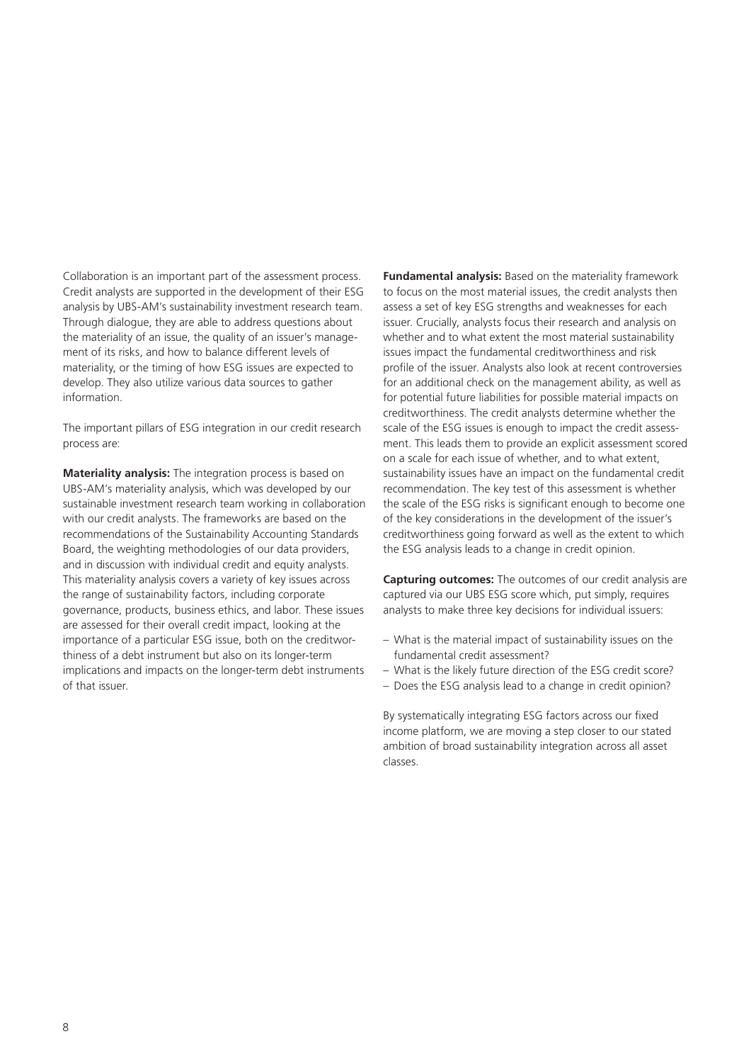Collaboration is an important part of the assessment process. Credit analysts are supported in the development of their ESG analysis by UBS-AM's sustainability investment research team. Through dialogue, they are able to address questions about the materiality of an issue, the quality of an issuer's management of its risks, and how to balance different levels of materiality, or the timing of how ESG issues are expected to develop. They also utilize various data sources to gather information.

The important pillars of ESG integration in our credit research process are:

**Materiality analysis:** The integration process is based on UBS-AM's materiality analysis, which was developed by our sustainable investment research team working in collaboration with our credit analysts. The frameworks are based on the recommendations of the Sustainability Accounting Standards Board, the weighting methodologies of our data providers, and in discussion with individual credit and equity analysts. This materiality analysis covers a variety of key issues across the range of sustainability factors, including corporate governance, products, business ethics, and labor. These issues are assessed for their overall credit impact, looking at the importance of a particular ESG issue, both on the creditworthiness of a debt instrument but also on its longer-term implications and impacts on the longer-term debt instruments of that issuer.

**Fundamental analysis:** Based on the materiality framework to focus on the most material issues, the credit analysts then assess a set of key ESG strengths and weaknesses for each issuer. Crucially, analysts focus their research and analysis on whether and to what extent the most material sustainability issues impact the fundamental creditworthiness and risk profile of the issuer. Analysts also look at recent controversies for an additional check on the management ability, as well as for potential future liabilities for possible material impacts on creditworthiness. The credit analysts determine whether the scale of the ESG issues is enough to impact the credit assessment. This leads them to provide an explicit assessment scored on a scale for each issue of whether, and to what extent, sustainability issues have an impact on the fundamental credit recommendation. The key test of this assessment is whether the scale of the ESG risks is significant enough to become one of the key considerations in the development of the issuer's creditworthiness going forward as well as the extent to which the ESG analysis leads to a change in credit opinion.

**Capturing outcomes:** The outcomes of our credit analysis are captured via our UBS ESG score which, put simply, requires analysts to make three key decisions for individual issuers:

- What is the material impact of sustainability issues on the fundamental credit assessment?
- What is the likely future direction of the ESG credit score?
- Does the ESG analysis lead to a change in credit opinion?

By systematically integrating ESG factors across our fixed income platform, we are moving a step closer to our stated ambition of broad sustainability integration across all asset classes.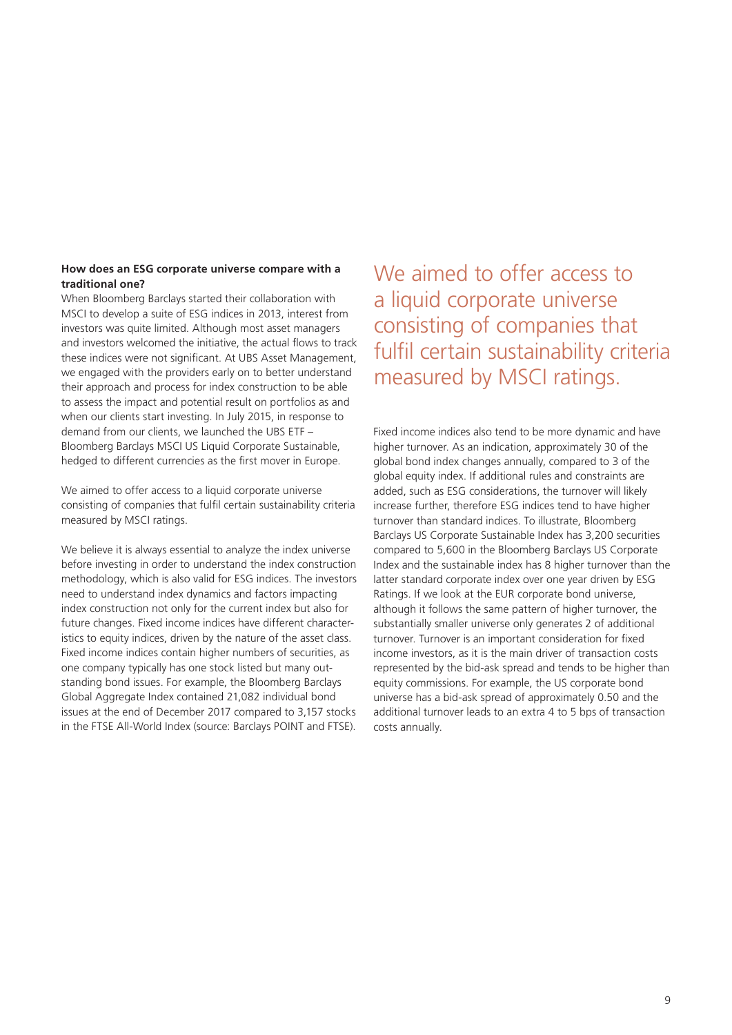**How does an ESG corporate universe compare with a traditional one?**

When Bloomberg Barclays started their collaboration with MSCI to develop a suite of ESG indices in 2013, interest from investors was quite limited. Although most asset managers and investors welcomed the initiative, the actual flows to track these indices were not significant. At UBS Asset Management, we engaged with the providers early on to better understand their approach and process for index construction to be able to assess the impact and potential result on portfolios as and when our clients start investing. In July 2015, in response to demand from our clients, we launched the UBS ETF – Bloomberg Barclays MSCI US Liquid Corporate Sustainable, hedged to different currencies as the first mover in Europe.

We aimed to offer access to a liquid corporate universe consisting of companies that fulfil certain sustainability criteria measured by MSCI ratings.

We believe it is always essential to analyze the index universe before investing in order to understand the index construction methodology, which is also valid for ESG indices. The investors need to understand index dynamics and factors impacting index construction not only for the current index but also for future changes. Fixed income indices have different characteristics to equity indices, driven by the nature of the asset class. Fixed income indices contain higher numbers of securities, as one company typically has one stock listed but many outstanding bond issues. For example, the Bloomberg Barclays Global Aggregate Index contained 21,082 individual bond issues at the end of December 2017 compared to 3,157 stocks in the FTSE All-World Index (source: Barclays POINT and FTSE).

> We aimed to offer access to a liquid corporate universe consisting of companies that fulfil certain sustainability criteria measured by MSCI ratings.

Fixed income indices also tend to be more dynamic and have higher turnover. As an indication, approximately 30 of the global bond index changes annually, compared to 3 of the global equity index. If additional rules and constraints are added, such as ESG considerations, the turnover will likely increase further, therefore ESG indices tend to have higher turnover than standard indices. To illustrate, Bloomberg Barclays US Corporate Sustainable Index has 3,200 securities compared to 5,600 in the Bloomberg Barclays US Corporate Index and the sustainable index has 8 higher turnover than the latter standard corporate index over one year driven by ESG Ratings. If we look at the EUR corporate bond universe, although it follows the same pattern of higher turnover, the substantially smaller universe only generates 2 of additional turnover. Turnover is an important consideration for fixed income investors, as it is the main driver of transaction costs represented by the bid-ask spread and tends to be higher than equity commissions. For example, the US corporate bond universe has a bid-ask spread of approximately 0.50 and the additional turnover leads to an extra 4 to 5 bps of transaction costs annually.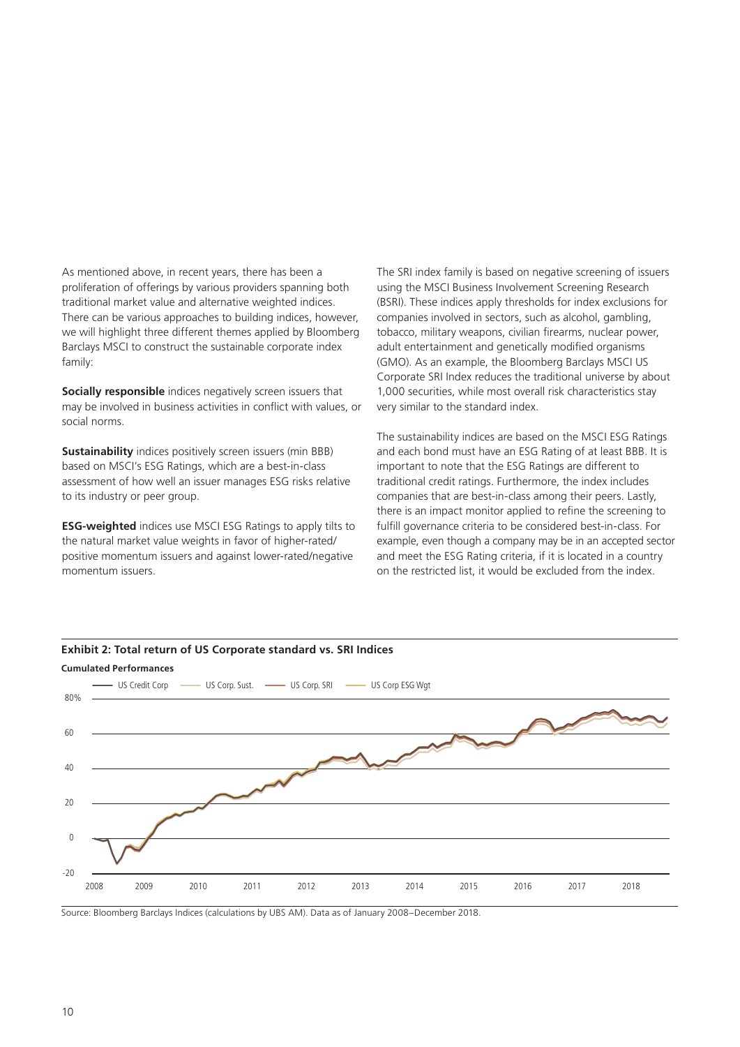As mentioned above, in recent years, there has been a proliferation of offerings by various providers spanning both traditional market value and alternative weighted indices. There can be various approaches to building indices, however, we will highlight three different themes applied by Bloomberg Barclays MSCI to construct the sustainable corporate index family:

**Socially responsible** indices negatively screen issuers that may be involved in business activities in conflict with values, or social norms.

**Sustainability** indices positively screen issuers (min BBB) based on MSCI's ESG Ratings, which are a best-in-class assessment of how well an issuer manages ESG risks relative to its industry or peer group.

**ESG-weighted** indices use MSCI ESG Ratings to apply tilts to the natural market value weights in favor of higher-rated/ positive momentum issuers and against lower-rated/negative momentum issuers.

The SRI index family is based on negative screening of issuers using the MSCI Business Involvement Screening Research (BSRI). These indices apply thresholds for index exclusions for companies involved in sectors, such as alcohol, gambling, tobacco, military weapons, civilian firearms, nuclear power, adult entertainment and genetically modified organisms (GMO). As an example, the Bloomberg Barclays MSCI US Corporate SRI Index reduces the traditional universe by about 1,000 securities, while most overall risk characteristics stay very similar to the standard index.

The sustainability indices are based on the MSCI ESG Ratings and each bond must have an ESG Rating of at least BBB. It is important to note that the ESG Ratings are different to traditional credit ratings. Furthermore, the index includes companies that are best-in-class among their peers. Lastly, there is an impact monitor applied to refine the screening to fulfill governance criteria to be considered best-in-class. For example, even though a company may be in an accepted sector and meet the ESG Rating criteria, if it is located in a country on the restricted list, it would be excluded from the index.

**Exhibit 2: Total return of US Corporate standard vs. SRI Indices**

**Cumulated Performances**

Source: Bloomberg Barclays Indices (calculations by UBS AM). Data as of January 2008–December 2018.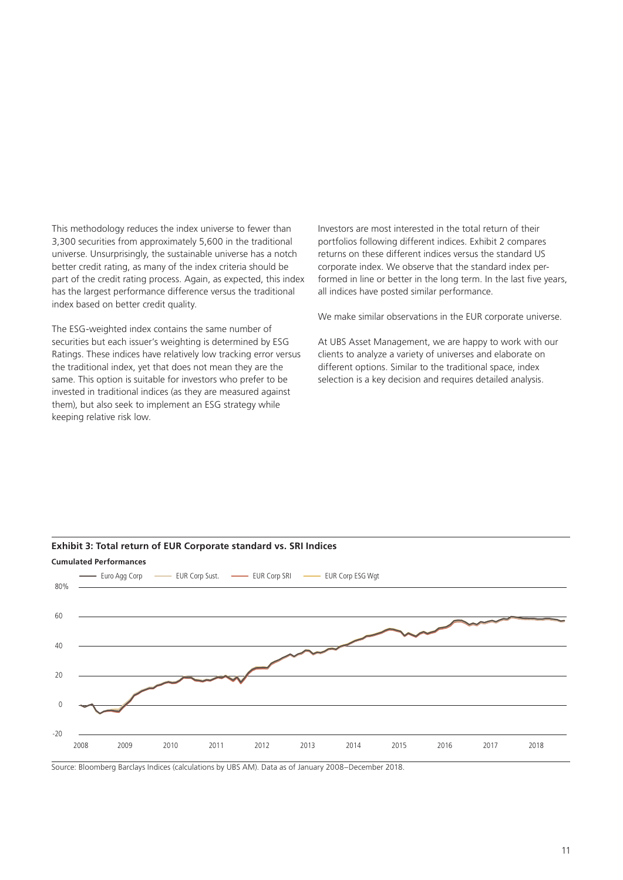This methodology reduces the index universe to fewer than 3,300 securities from approximately 5,600 in the traditional universe. Unsurprisingly, the sustainable universe has a notch better credit rating, as many of the index criteria should be part of the credit rating process. Again, as expected, this index has the largest performance difference versus the traditional index based on better credit quality.

The ESG-weighted index contains the same number of securities but each issuer's weighting is determined by ESG Ratings. These indices have relatively low tracking error versus the traditional index, yet that does not mean they are the same. This option is suitable for investors who prefer to be invested in traditional indices (as they are measured against them), but also seek to implement an ESG strategy while keeping relative risk low.

Investors are most interested in the total return of their portfolios following different indices. Exhibit 2 compares returns on these different indices versus the standard US corporate index. We observe that the standard index performed in line or better in the long term. In the last five years, all indices have posted similar performance.

We make similar observations in the EUR corporate universe.

At UBS Asset Management, we are happy to work with our clients to analyze a variety of universes and elaborate on different options. Similar to the traditional space, index selection is a key decision and requires detailed analysis.

**Exhibit 3: Total return of EUR Corporate standard vs. SRI Indices**

**Cumulated Performances**

Euro Agg Corp — EUR Corp Sust. — EUR Corp SRI — EUR Corp ESG Wgt

Source: Bloomberg Barclays Indices (calculations by UBS AM). Data as of January 2008–December 2018.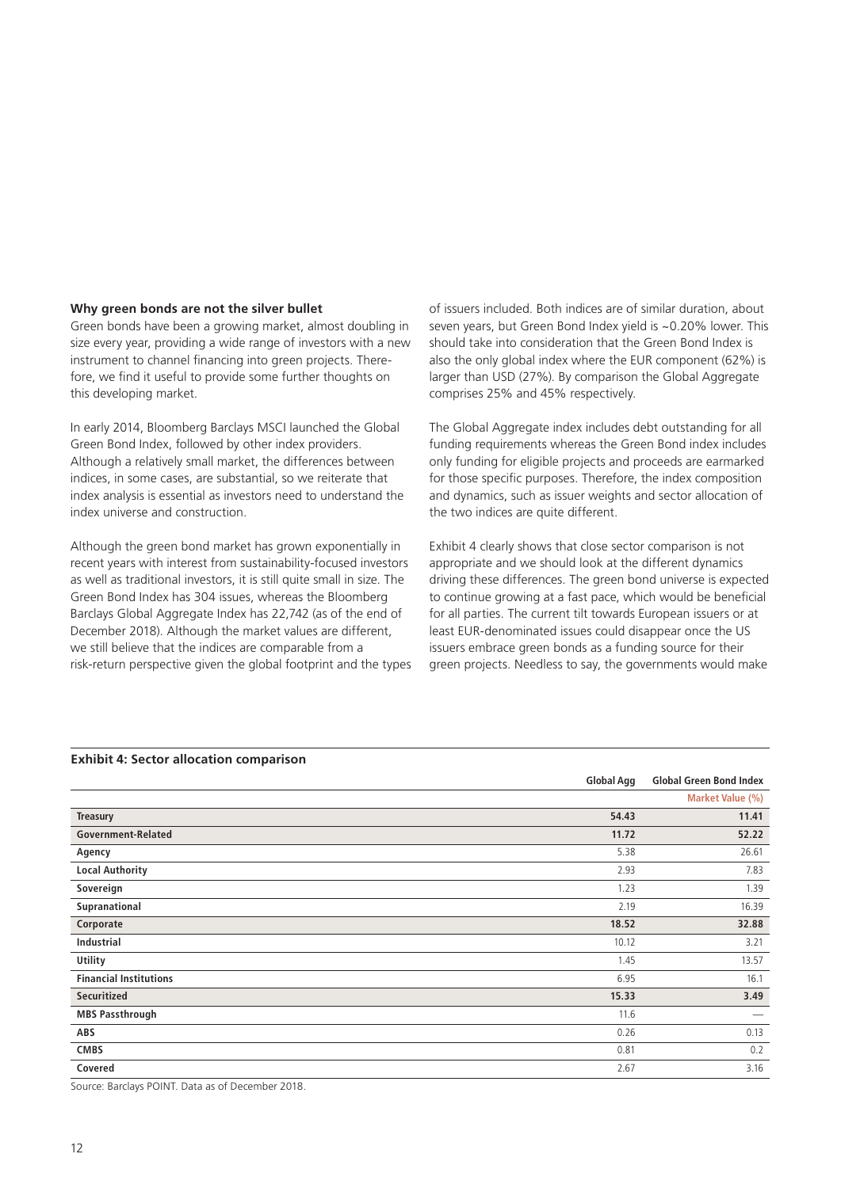### Why green bonds are not the silver bullet

Green bonds have been a growing market, almost doubling in size every year, providing a wide range of investors with a new instrument to channel financing into green projects. Therefore, we find it useful to provide some further thoughts on this developing market.

In early 2014, Bloomberg Barclays MSCI launched the Global Green Bond Index, followed by other index providers. Although a relatively small market, the differences between indices, in some cases, are substantial, so we reiterate that index analysis is essential as investors need to understand the index universe and construction.

Although the green bond market has grown exponentially in recent years with interest from sustainability-focused investors as well as traditional investors, it is still quite small in size. The Green Bond Index has 304 issues, whereas the Bloomberg Barclays Global Aggregate Index has 22,742 (as of the end of December 2018). Although the market values are different, we still believe that the indices are comparable from a risk-return perspective given the global footprint and the types of issuers included. Both indices are of similar duration, about seven years, but Green Bond Index yield is ~0.20% lower. This should take into consideration that the Green Bond Index is also the only global index where the EUR component (62%) is larger than USD (27%). By comparison the Global Aggregate comprises 25% and 45% respectively.

The Global Aggregate index includes debt outstanding for all funding requirements whereas the Green Bond index includes only funding for eligible projects and proceeds are earmarked for those specific purposes. Therefore, the index composition and dynamics, such as issuer weights and sector allocation of the two indices are quite different.

Exhibit 4 clearly shows that close sector comparison is not appropriate and we should look at the different dynamics driving these differences. The green bond universe is expected to continue growing at a fast pace, which would be beneficial for all parties. The current tilt towards European issuers or at least EUR-denominated issues could disappear once the US issuers embrace green bonds as a funding source for their green projects. Needless to say, the governments would make

**Exhibit 4: Sector allocation comparison**

| | Global Agg | Global Green Bond Index |
|---|---|---|
| | | Market Value (%) |
| **Treasury** | **54.43** | **11.41** |
| **Government-Related** | **11.72** | **52.22** |
| Agency | 5.38 | 26.61 |
| Local Authority | 2.93 | 7.83 |
| Sovereign | 1.23 | 1.39 |
| Supranational | 2.19 | 16.39 |
| **Corporate** | **18.52** | **32.88** |
| Industrial | 10.12 | 3.21 |
| Utility | 1.45 | 13.57 |
| Financial Institutions | 6.95 | 16.1 |
| **Securitized** | **15.33** | **3.49** |
| MBS Passthrough | 11.6 | — |
| ABS | 0.26 | 0.13 |
| CMBS | 0.81 | 0.2 |
| Covered | 2.67 | 3.16 |

Source: Barclays POINT. Data as of December 2018.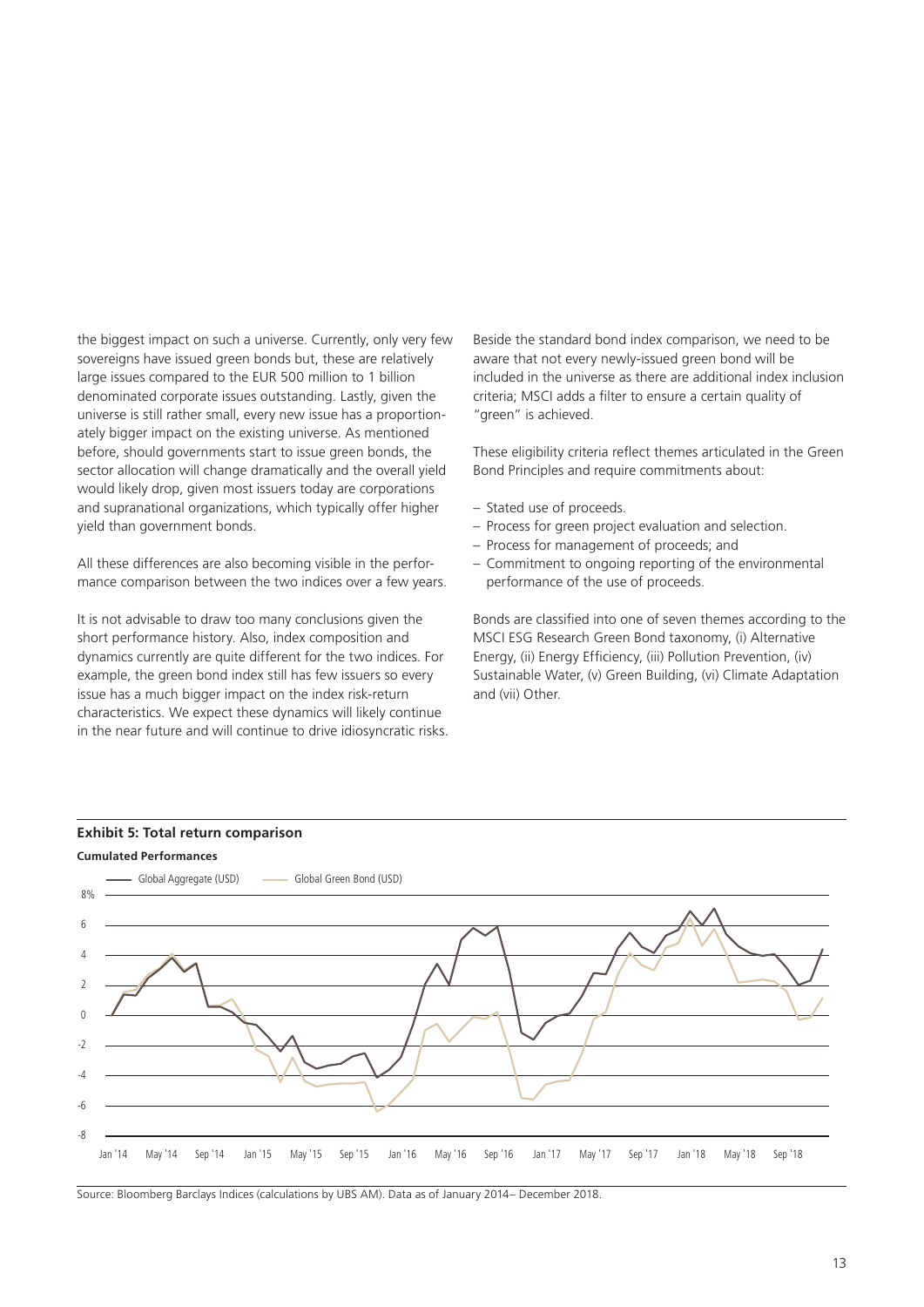the biggest impact on such a universe. Currently, only very few sovereigns have issued green bonds but, these are relatively large issues compared to the EUR 500 million to 1 billion denominated corporate issues outstanding. Lastly, given the universe is still rather small, every new issue has a proportionately bigger impact on the existing universe. As mentioned before, should governments start to issue green bonds, the sector allocation will change dramatically and the overall yield would likely drop, given most issuers today are corporations and supranational organizations, which typically offer higher yield than government bonds.

All these differences are also becoming visible in the performance comparison between the two indices over a few years.

It is not advisable to draw too many conclusions given the short performance history. Also, index composition and dynamics currently are quite different for the two indices. For example, the green bond index still has few issuers so every issue has a much bigger impact on the index risk-return characteristics. We expect these dynamics will likely continue in the near future and will continue to drive idiosyncratic risks.

Beside the standard bond index comparison, we need to be aware that not every newly-issued green bond will be included in the universe as there are additional index inclusion criteria; MSCI adds a filter to ensure a certain quality of "green" is achieved.

These eligibility criteria reflect themes articulated in the Green Bond Principles and require commitments about:

– Stated use of proceeds.
– Process for green project evaluation and selection.
– Process for management of proceeds; and
– Commitment to ongoing reporting of the environmental performance of the use of proceeds.

Bonds are classified into one of seven themes according to the MSCI ESG Research Green Bond taxonomy, (i) Alternative Energy, (ii) Energy Efficiency, (iii) Pollution Prevention, (iv) Sustainable Water, (v) Green Building, (vi) Climate Adaptation and (vii) Other.

**Exhibit 5: Total return comparison**

**Cumulated Performances**

Source: Bloomberg Barclays Indices (calculations by UBS AM). Data as of January 2014– December 2018.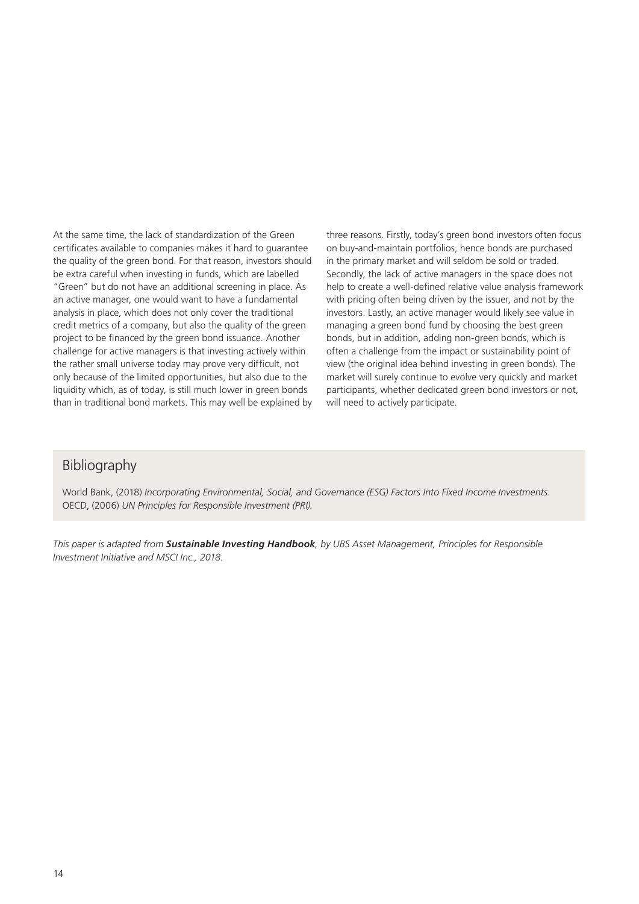At the same time, the lack of standardization of the Green certificates available to companies makes it hard to guarantee the quality of the green bond. For that reason, investors should be extra careful when investing in funds, which are labelled "Green" but do not have an additional screening in place. As an active manager, one would want to have a fundamental analysis in place, which does not only cover the traditional credit metrics of a company, but also the quality of the green project to be financed by the green bond issuance. Another challenge for active managers is that investing actively within the rather small universe today may prove very difficult, not only because of the limited opportunities, but also due to the liquidity which, as of today, is still much lower in green bonds than in traditional bond markets. This may well be explained by three reasons. Firstly, today's green bond investors often focus on buy-and-maintain portfolios, hence bonds are purchased in the primary market and will seldom be sold or traded. Secondly, the lack of active managers in the space does not help to create a well-defined relative value analysis framework with pricing often being driven by the issuer, and not by the investors. Lastly, an active manager would likely see value in managing a green bond fund by choosing the best green bonds, but in addition, adding non-green bonds, which is often a challenge from the impact or sustainability point of view (the original idea behind investing in green bonds). The market will surely continue to evolve very quickly and market participants, whether dedicated green bond investors or not, will need to actively participate.

## Bibliography

World Bank, (2018) *Incorporating Environmental, Social, and Governance (ESG) Factors Into Fixed Income Investments.*
OECD, (2006) *UN Principles for Responsible Investment (PRI).*

*This paper is adapted from* ***Sustainable Investing Handbook****, by UBS Asset Management, Principles for Responsible Investment Initiative and MSCI Inc., 2018.*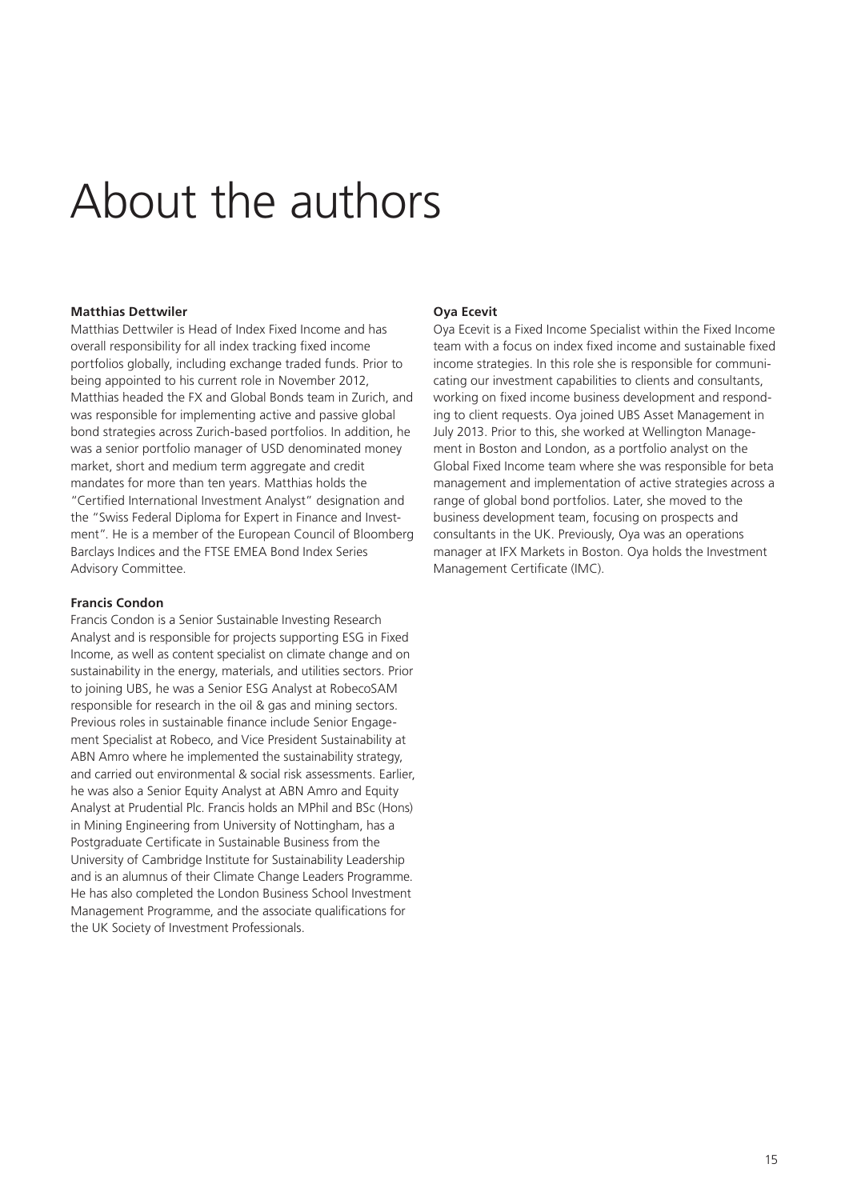# About the authors

### Matthias Dettwiler

Matthias Dettwiler is Head of Index Fixed Income and has overall responsibility for all index tracking fixed income portfolios globally, including exchange traded funds. Prior to being appointed to his current role in November 2012, Matthias headed the FX and Global Bonds team in Zurich, and was responsible for implementing active and passive global bond strategies across Zurich-based portfolios. In addition, he was a senior portfolio manager of USD denominated money market, short and medium term aggregate and credit mandates for more than ten years. Matthias holds the "Certified International Investment Analyst" designation and the "Swiss Federal Diploma for Expert in Finance and Investment". He is a member of the European Council of Bloomberg Barclays Indices and the FTSE EMEA Bond Index Series Advisory Committee.

### Francis Condon

Francis Condon is a Senior Sustainable Investing Research Analyst and is responsible for projects supporting ESG in Fixed Income, as well as content specialist on climate change and on sustainability in the energy, materials, and utilities sectors. Prior to joining UBS, he was a Senior ESG Analyst at RobecoSAM responsible for research in the oil & gas and mining sectors. Previous roles in sustainable finance include Senior Engagement Specialist at Robeco, and Vice President Sustainability at ABN Amro where he implemented the sustainability strategy, and carried out environmental & social risk assessments. Earlier, he was also a Senior Equity Analyst at ABN Amro and Equity Analyst at Prudential Plc. Francis holds an MPhil and BSc (Hons) in Mining Engineering from University of Nottingham, has a Postgraduate Certificate in Sustainable Business from the University of Cambridge Institute for Sustainability Leadership and is an alumnus of their Climate Change Leaders Programme. He has also completed the London Business School Investment Management Programme, and the associate qualifications for the UK Society of Investment Professionals.

### Oya Ecevit

Oya Ecevit is a Fixed Income Specialist within the Fixed Income team with a focus on index fixed income and sustainable fixed income strategies. In this role she is responsible for communicating our investment capabilities to clients and consultants, working on fixed income business development and responding to client requests. Oya joined UBS Asset Management in July 2013. Prior to this, she worked at Wellington Management in Boston and London, as a portfolio analyst on the Global Fixed Income team where she was responsible for beta management and implementation of active strategies across a range of global bond portfolios. Later, she moved to the business development team, focusing on prospects and consultants in the UK. Previously, Oya was an operations manager at IFX Markets in Boston. Oya holds the Investment Management Certificate (IMC).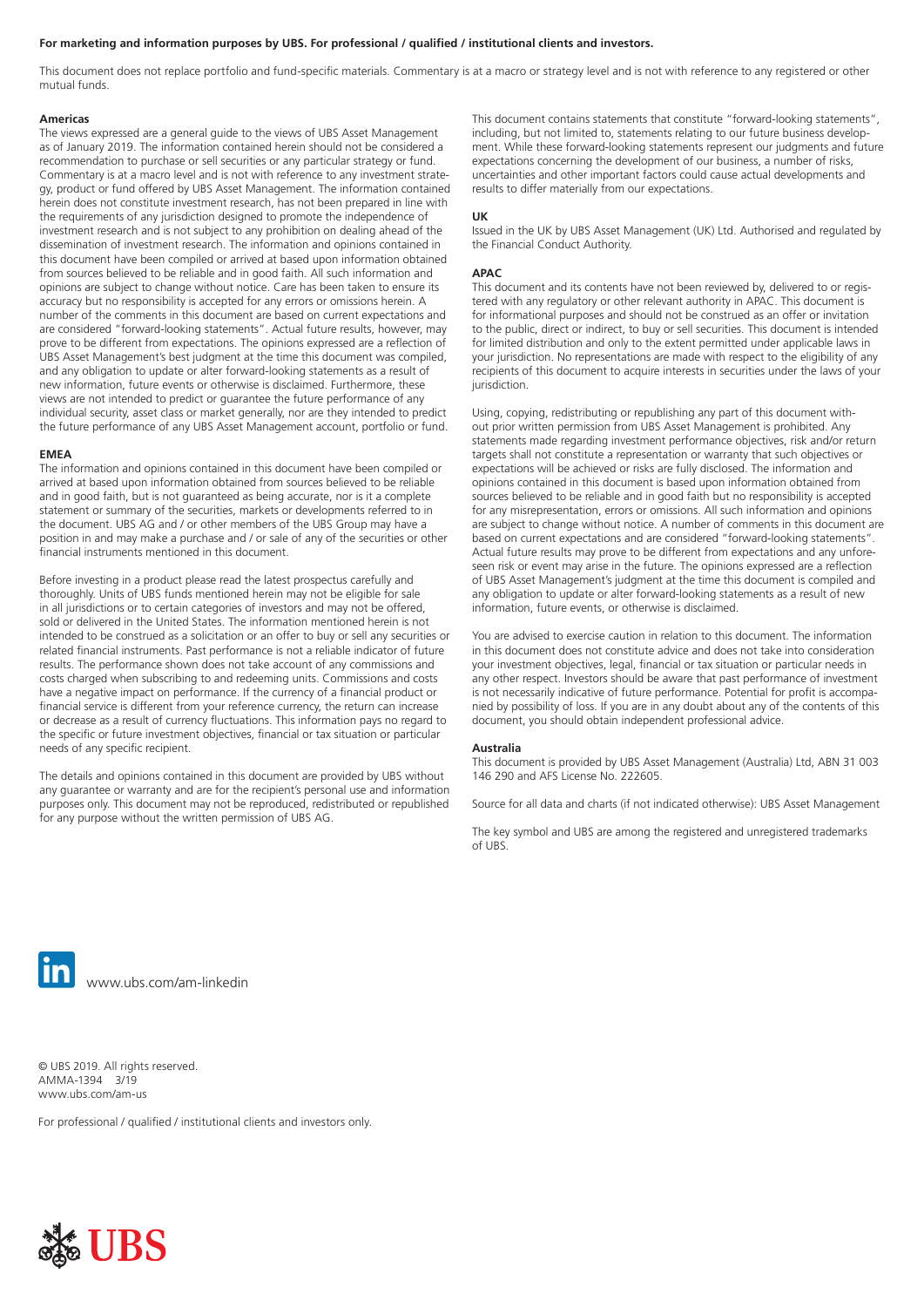**For marketing and information purposes by UBS. For professional / qualified / institutional clients and investors.**

This document does not replace portfolio and fund-specific materials. Commentary is at a macro or strategy level and is not with reference to any registered or other mutual funds.

**Americas**

The views expressed are a general guide to the views of UBS Asset Management as of January 2019. The information contained herein should not be considered a recommendation to purchase or sell securities or any particular strategy or fund. Commentary is at a macro level and is not with reference to any investment strategy, product or fund offered by UBS Asset Management. The information contained herein does not constitute investment research, has not been prepared in line with the requirements of any jurisdiction designed to promote the independence of investment research and is not subject to any prohibition on dealing ahead of the dissemination of investment research. The information and opinions contained in this document have been compiled or arrived at based upon information obtained from sources believed to be reliable and in good faith. All such information and opinions are subject to change without notice. Care has been taken to ensure its accuracy but no responsibility is accepted for any errors or omissions herein. A number of the comments in this document are based on current expectations and are considered "forward-looking statements". Actual future results, however, may prove to be different from expectations. The opinions expressed are a reflection of UBS Asset Management's best judgment at the time this document was compiled, and any obligation to update or alter forward-looking statements as a result of new information, future events or otherwise is disclaimed. Furthermore, these views are not intended to predict or guarantee the future performance of any individual security, asset class or market generally, nor are they intended to predict the future performance of any UBS Asset Management account, portfolio or fund.

**EMEA**

The information and opinions contained in this document have been compiled or arrived at based upon information obtained from sources believed to be reliable and in good faith, but is not guaranteed as being accurate, nor is it a complete statement or summary of the securities, markets or developments referred to in the document. UBS AG and / or other members of the UBS Group may have a position in and may make a purchase and / or sale of any of the securities or other financial instruments mentioned in this document.

Before investing in a product please read the latest prospectus carefully and thoroughly. Units of UBS funds mentioned herein may not be eligible for sale in all jurisdictions or to certain categories of investors and may not be offered, sold or delivered in the United States. The information mentioned herein is not intended to be construed as a solicitation or an offer to buy or sell any securities or related financial instruments. Past performance is not a reliable indicator of future results. The performance shown does not take account of any commissions and costs charged when subscribing to and redeeming units. Commissions and costs have a negative impact on performance. If the currency of a financial product or financial service is different from your reference currency, the return can increase or decrease as a result of currency fluctuations. This information pays no regard to the specific or future investment objectives, financial or tax situation or particular needs of any specific recipient.

The details and opinions contained in this document are provided by UBS without any guarantee or warranty and are for the recipient's personal use and information purposes only. This document may not be reproduced, redistributed or republished for any purpose without the written permission of UBS AG.

This document contains statements that constitute "forward-looking statements", including, but not limited to, statements relating to our future business development. While these forward-looking statements represent our judgments and future expectations concerning the development of our business, a number of risks, uncertainties and other important factors could cause actual developments and results to differ materially from our expectations.

**UK**

Issued in the UK by UBS Asset Management (UK) Ltd. Authorised and regulated by the Financial Conduct Authority.

**APAC**

This document and its contents have not been reviewed by, delivered to or registered with any regulatory or other relevant authority in APAC. This document is for informational purposes and should not be construed as an offer or invitation to the public, direct or indirect, to buy or sell securities. This document is intended for limited distribution and only to the extent permitted under applicable laws in your jurisdiction. No representations are made with respect to the eligibility of any recipients of this document to acquire interests in securities under the laws of your jurisdiction.

Using, copying, redistributing or republishing any part of this document without prior written permission from UBS Asset Management is prohibited. Any statements made regarding investment performance objectives, risk and/or return targets shall not constitute a representation or warranty that such objectives or expectations will be achieved or risks are fully disclosed. The information and opinions contained in this document is based upon information obtained from sources believed to be reliable and in good faith but no responsibility is accepted for any misrepresentation, errors or omissions. All such information and opinions are subject to change without notice. A number of comments in this document are based on current expectations and are considered "forward-looking statements". Actual future results may prove to be different from expectations and any unforeseen risk or event may arise in the future. The opinions expressed are a reflection of UBS Asset Management's judgment at the time this document is compiled and any obligation to update or alter forward-looking statements as a result of new information, future events, or otherwise is disclaimed.

You are advised to exercise caution in relation to this document. The information in this document does not constitute advice and does not take into consideration your investment objectives, legal, financial or tax situation or particular needs in any other respect. Investors should be aware that past performance of investment is not necessarily indicative of future performance. Potential for profit is accompanied by possibility of loss. If you are in any doubt about any of the contents of this document, you should obtain independent professional advice.

**Australia**

This document is provided by UBS Asset Management (Australia) Ltd, ABN 31 003 146 290 and AFS License No. 222605.

Source for all data and charts (if not indicated otherwise): UBS Asset Management

The key symbol and UBS are among the registered and unregistered trademarks of UBS.

www.ubs.com/am-linkedin

© UBS 2019. All rights reserved.
AMMA-1394 3/19
www.ubs.com/am-us

For professional / qualified / institutional clients and investors only.

UBS